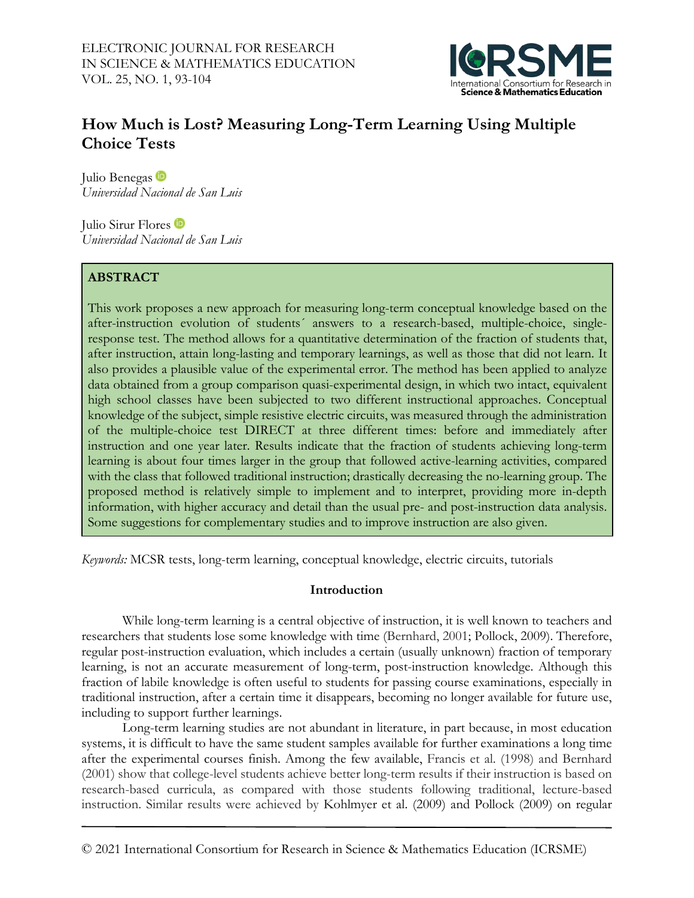# How Much is Lost? Measuring Long-Term Learning Using Multiple Choice Tests

Julio Benegas
*Universidad Nacional de San Luis*

Julio Sirur Flores
*Universidad Nacional de San Luis*

## ABSTRACT

This work proposes a new approach for measuring long-term conceptual knowledge based on the after-instruction evolution of students´ answers to a research-based, multiple-choice, single-response test. The method allows for a quantitative determination of the fraction of students that, after instruction, attain long-lasting and temporary learnings, as well as those that did not learn. It also provides a plausible value of the experimental error. The method has been applied to analyze data obtained from a group comparison quasi-experimental design, in which two intact, equivalent high school classes have been subjected to two different instructional approaches. Conceptual knowledge of the subject, simple resistive electric circuits, was measured through the administration of the multiple-choice test DIRECT at three different times: before and immediately after instruction and one year later. Results indicate that the fraction of students achieving long-term learning is about four times larger in the group that followed active-learning activities, compared with the class that followed traditional instruction; drastically decreasing the no-learning group. The proposed method is relatively simple to implement and to interpret, providing more in-depth information, with higher accuracy and detail than the usual pre- and post-instruction data analysis. Some suggestions for complementary studies and to improve instruction are also given.

*Keywords:* MCSR tests, long-term learning, conceptual knowledge, electric circuits, tutorials

## Introduction

While long-term learning is a central objective of instruction, it is well known to teachers and researchers that students lose some knowledge with time (Bernhard, 2001; Pollock, 2009). Therefore, regular post-instruction evaluation, which includes a certain (usually unknown) fraction of temporary learning, is not an accurate measurement of long-term, post-instruction knowledge. Although this fraction of labile knowledge is often useful to students for passing course examinations, especially in traditional instruction, after a certain time it disappears, becoming no longer available for future use, including to support further learnings.

Long-term learning studies are not abundant in literature, in part because, in most education systems, it is difficult to have the same student samples available for further examinations a long time after the experimental courses finish. Among the few available, Francis et al. (1998) and Bernhard (2001) show that college-level students achieve better long-term results if their instruction is based on research-based curricula, as compared with those students following traditional, lecture-based instruction. Similar results were achieved by Kohlmyer et al. (2009) and Pollock (2009) on regular

© 2021 International Consortium for Research in Science & Mathematics Education (ICRSME)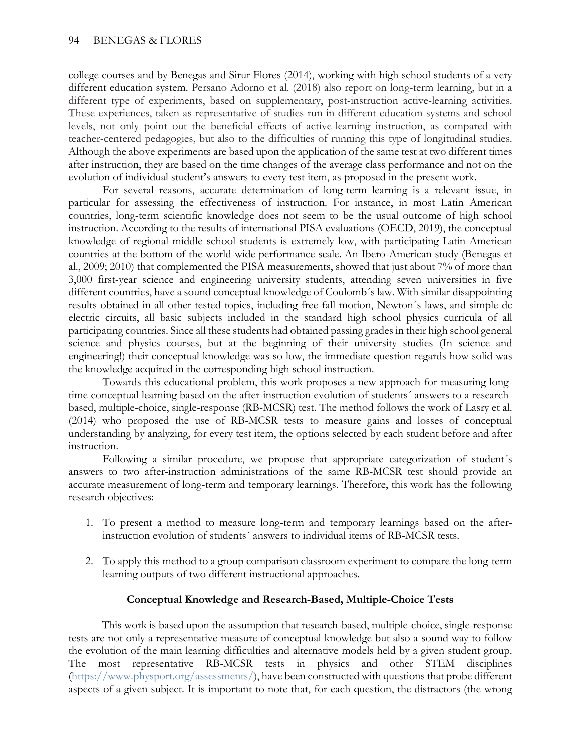college courses and by Benegas and Sirur Flores (2014), working with high school students of a very different education system. Persano Adorno et al. (2018) also report on long-term learning, but in a different type of experiments, based on supplementary, post-instruction active-learning activities. These experiences, taken as representative of studies run in different education systems and school levels, not only point out the beneficial effects of active-learning instruction, as compared with teacher-centered pedagogies, but also to the difficulties of running this type of longitudinal studies. Although the above experiments are based upon the application of the same test at two different times after instruction, they are based on the time changes of the average class performance and not on the evolution of individual student's answers to every test item, as proposed in the present work.

For several reasons, accurate determination of long-term learning is a relevant issue, in particular for assessing the effectiveness of instruction. For instance, in most Latin American countries, long-term scientific knowledge does not seem to be the usual outcome of high school instruction. According to the results of international PISA evaluations (OECD, 2019), the conceptual knowledge of regional middle school students is extremely low, with participating Latin American countries at the bottom of the world-wide performance scale. An Ibero-American study (Benegas et al., 2009; 2010) that complemented the PISA measurements, showed that just about 7% of more than 3,000 first-year science and engineering university students, attending seven universities in five different countries, have a sound conceptual knowledge of Coulomb´s law. With similar disappointing results obtained in all other tested topics, including free-fall motion, Newton´s laws, and simple dc electric circuits, all basic subjects included in the standard high school physics curricula of all participating countries. Since all these students had obtained passing grades in their high school general science and physics courses, but at the beginning of their university studies (In science and engineering!) their conceptual knowledge was so low, the immediate question regards how solid was the knowledge acquired in the corresponding high school instruction.

Towards this educational problem, this work proposes a new approach for measuring long-time conceptual learning based on the after-instruction evolution of students´ answers to a research-based, multiple-choice, single-response (RB-MCSR) test. The method follows the work of Lasry et al. (2014) who proposed the use of RB-MCSR tests to measure gains and losses of conceptual understanding by analyzing, for every test item, the options selected by each student before and after instruction.

Following a similar procedure, we propose that appropriate categorization of student´s answers to two after-instruction administrations of the same RB-MCSR test should provide an accurate measurement of long-term and temporary learnings. Therefore, this work has the following research objectives:

1. To present a method to measure long-term and temporary learnings based on the after-instruction evolution of students´ answers to individual items of RB-MCSR tests.

2. To apply this method to a group comparison classroom experiment to compare the long-term learning outputs of two different instructional approaches.

## Conceptual Knowledge and Research-Based, Multiple-Choice Tests

This work is based upon the assumption that research-based, multiple-choice, single-response tests are not only a representative measure of conceptual knowledge but also a sound way to follow the evolution of the main learning difficulties and alternative models held by a given student group. The most representative RB-MCSR tests in physics and other STEM disciplines (https://www.physport.org/assessments/), have been constructed with questions that probe different aspects of a given subject. It is important to note that, for each question, the distractors (the wrong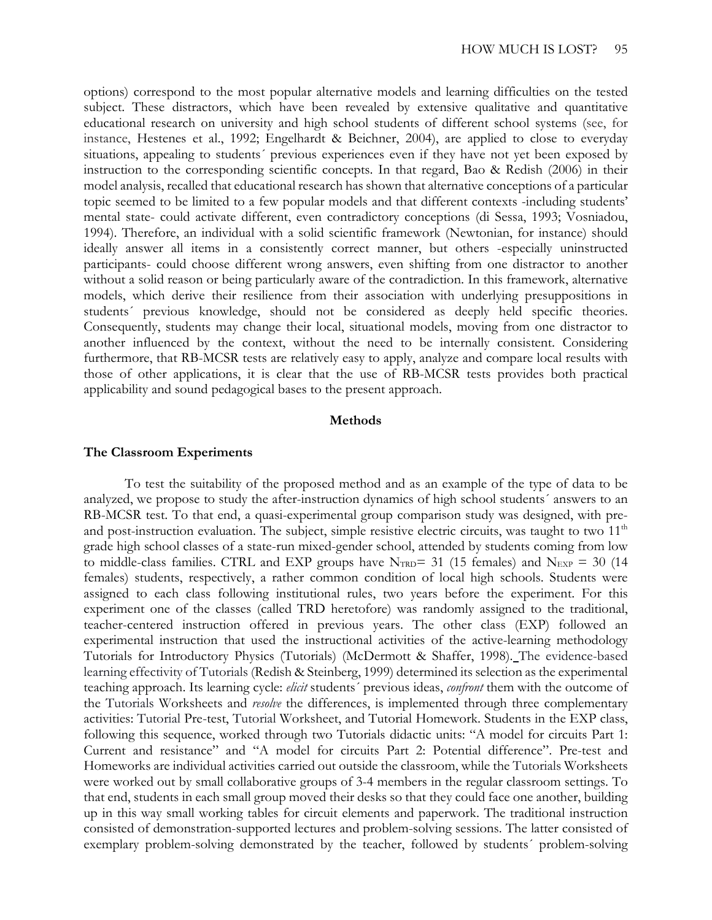options) correspond to the most popular alternative models and learning difficulties on the tested subject. These distractors, which have been revealed by extensive qualitative and quantitative educational research on university and high school students of different school systems (see, for instance, Hestenes et al., 1992; Engelhardt & Beichner, 2004), are applied to close to everyday situations, appealing to students´ previous experiences even if they have not yet been exposed by instruction to the corresponding scientific concepts. In that regard, Bao & Redish (2006) in their model analysis, recalled that educational research has shown that alternative conceptions of a particular topic seemed to be limited to a few popular models and that different contexts -including students' mental state- could activate different, even contradictory conceptions (di Sessa, 1993; Vosniadou, 1994). Therefore, an individual with a solid scientific framework (Newtonian, for instance) should ideally answer all items in a consistently correct manner, but others -especially uninstructed participants- could choose different wrong answers, even shifting from one distractor to another without a solid reason or being particularly aware of the contradiction. In this framework, alternative models, which derive their resilience from their association with underlying presuppositions in students´ previous knowledge, should not be considered as deeply held specific theories. Consequently, students may change their local, situational models, moving from one distractor to another influenced by the context, without the need to be internally consistent. Considering furthermore, that RB-MCSR tests are relatively easy to apply, analyze and compare local results with those of other applications, it is clear that the use of RB-MCSR tests provides both practical applicability and sound pedagogical bases to the present approach.

## Methods

### The Classroom Experiments

To test the suitability of the proposed method and as an example of the type of data to be analyzed, we propose to study the after-instruction dynamics of high school students´ answers to an RB-MCSR test. To that end, a quasi-experimental group comparison study was designed, with pre- and post-instruction evaluation. The subject, simple resistive electric circuits, was taught to two 11th grade high school classes of a state-run mixed-gender school, attended by students coming from low to middle-class families. CTRL and EXP groups have $N_{TRD}$= 31 (15 females) and $N_{EXP}$ = 30 (14 females) students, respectively, a rather common condition of local high schools. Students were assigned to each class following institutional rules, two years before the experiment. For this experiment one of the classes (called TRD heretofore) was randomly assigned to the traditional, teacher-centered instruction offered in previous years. The other class (EXP) followed an experimental instruction that used the instructional activities of the active-learning methodology Tutorials for Introductory Physics (Tutorials) (McDermott & Shaffer, 1998). The evidence-based learning effectivity of Tutorials (Redish & Steinberg, 1999) determined its selection as the experimental teaching approach. Its learning cycle: *elicit* students´ previous ideas, *confront* them with the outcome of the Tutorials Worksheets and *resolve* the differences, is implemented through three complementary activities: Tutorial Pre-test, Tutorial Worksheet, and Tutorial Homework. Students in the EXP class, following this sequence, worked through two Tutorials didactic units: "A model for circuits Part 1: Current and resistance" and "A model for circuits Part 2: Potential difference". Pre-test and Homeworks are individual activities carried out outside the classroom, while the Tutorials Worksheets were worked out by small collaborative groups of 3-4 members in the regular classroom settings. To that end, students in each small group moved their desks so that they could face one another, building up in this way small working tables for circuit elements and paperwork. The traditional instruction consisted of demonstration-supported lectures and problem-solving sessions. The latter consisted of exemplary problem-solving demonstrated by the teacher, followed by students´ problem-solving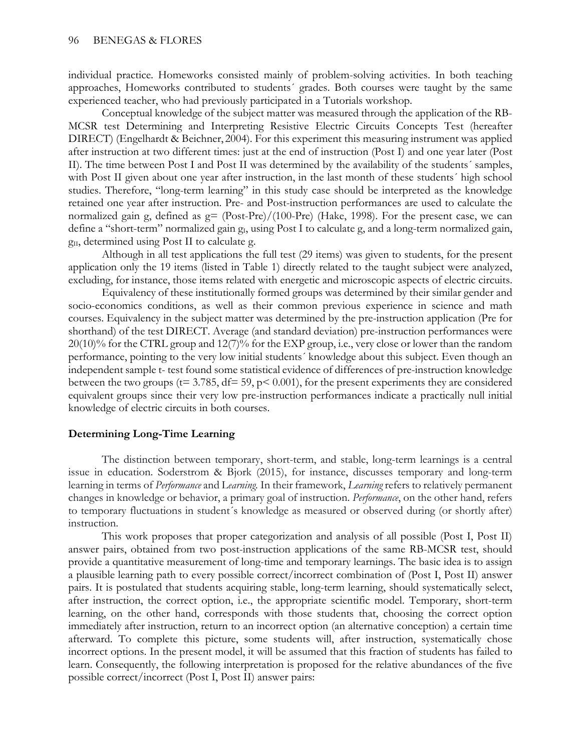individual practice. Homeworks consisted mainly of problem-solving activities. In both teaching approaches, Homeworks contributed to students´ grades. Both courses were taught by the same experienced teacher, who had previously participated in a Tutorials workshop.

Conceptual knowledge of the subject matter was measured through the application of the RB-MCSR test Determining and Interpreting Resistive Electric Circuits Concepts Test (hereafter DIRECT) (Engelhardt & Beichner, 2004). For this experiment this measuring instrument was applied after instruction at two different times: just at the end of instruction (Post I) and one year later (Post II). The time between Post I and Post II was determined by the availability of the students´ samples, with Post II given about one year after instruction, in the last month of these students´ high school studies. Therefore, "long-term learning" in this study case should be interpreted as the knowledge retained one year after instruction. Pre- and Post-instruction performances are used to calculate the normalized gain g, defined as g= (Post-Pre)/(100-Pre) (Hake, 1998). For the present case, we can define a "short-term" normalized gain $g_I$, using Post I to calculate g, and a long-term normalized gain, $g_{II}$, determined using Post II to calculate g.

Although in all test applications the full test (29 items) was given to students, for the present application only the 19 items (listed in Table 1) directly related to the taught subject were analyzed, excluding, for instance, those items related with energetic and microscopic aspects of electric circuits.

Equivalency of these institutionally formed groups was determined by their similar gender and socio-economics conditions, as well as their common previous experience in science and math courses. Equivalency in the subject matter was determined by the pre-instruction application (Pre for shorthand) of the test DIRECT. Average (and standard deviation) pre-instruction performances were 20(10)% for the CTRL group and 12(7)% for the EXP group, i.e., very close or lower than the random performance, pointing to the very low initial students´ knowledge about this subject. Even though an independent sample t- test found some statistical evidence of differences of pre-instruction knowledge between the two groups ($t= 3.785$, $df= 59$, $p< 0.001$), for the present experiments they are considered equivalent groups since their very low pre-instruction performances indicate a practically null initial knowledge of electric circuits in both courses.

### Determining Long-Time Learning

The distinction between temporary, short-term, and stable, long-term learnings is a central issue in education. Soderstrom & Bjork (2015), for instance, discusses temporary and long-term learning in terms of *Performance* and *Learning*. In their framework, *Learning* refers to relatively permanent changes in knowledge or behavior, a primary goal of instruction. *Performance*, on the other hand, refers to temporary fluctuations in student´s knowledge as measured or observed during (or shortly after) instruction.

This work proposes that proper categorization and analysis of all possible (Post I, Post II) answer pairs, obtained from two post-instruction applications of the same RB-MCSR test, should provide a quantitative measurement of long-time and temporary learnings. The basic idea is to assign a plausible learning path to every possible correct/incorrect combination of (Post I, Post II) answer pairs. It is postulated that students acquiring stable, long-term learning, should systematically select, after instruction, the correct option, i.e., the appropriate scientific model. Temporary, short-term learning, on the other hand, corresponds with those students that, choosing the correct option immediately after instruction, return to an incorrect option (an alternative conception) a certain time afterward. To complete this picture, some students will, after instruction, systematically chose incorrect options. In the present model, it will be assumed that this fraction of students has failed to learn. Consequently, the following interpretation is proposed for the relative abundances of the five possible correct/incorrect (Post I, Post II) answer pairs: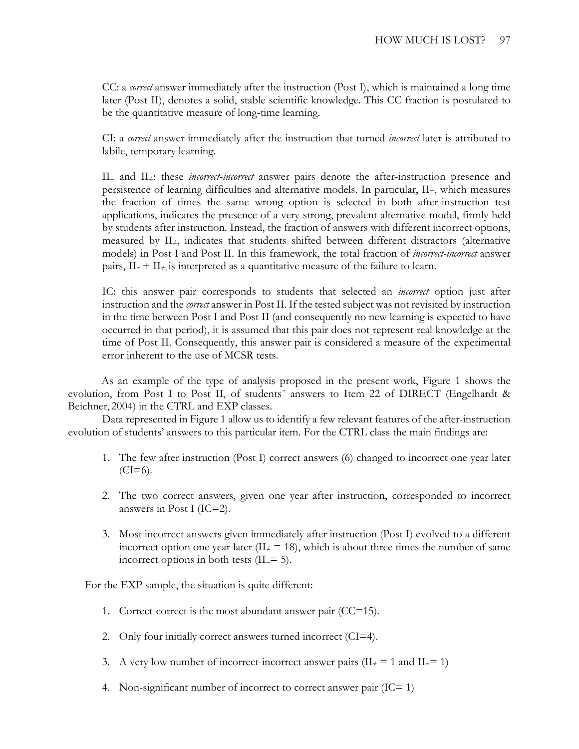CC: a *correct* answer immediately after the instruction (Post I), which is maintained a long time later (Post II), denotes a solid, stable scientific knowledge. This CC fraction is postulated to be the quantitative measure of long-time learning.

CI: a *correct* answer immediately after the instruction that turned *incorrect* later is attributed to labile, temporary learning.

$II_=$ and $II_{\neq}$: these *incorrect-incorrect* answer pairs denote the after-instruction presence and persistence of learning difficulties and alternative models. In particular, $II_=$, which measures the fraction of times the same wrong option is selected in both after-instruction test applications, indicates the presence of a very strong, prevalent alternative model, firmly held by students after instruction. Instead, the fraction of answers with different incorrect options, measured by $II_{\neq}$, indicates that students shifted between different distractors (alternative models) in Post I and Post II. In this framework, the total fraction of *incorrect-incorrect* answer pairs, $II_= + II_{\neq}$, is interpreted as a quantitative measure of the failure to learn.

IC: this answer pair corresponds to students that selected an *incorrect* option just after instruction and the *correct* answer in Post II. If the tested subject was not revisited by instruction in the time between Post I and Post II (and consequently no new learning is expected to have occurred in that period), it is assumed that this pair does not represent real knowledge at the time of Post II. Consequently, this answer pair is considered a measure of the experimental error inherent to the use of MCSR tests.

As an example of the type of analysis proposed in the present work, Figure 1 shows the evolution, from Post I to Post II, of students´ answers to Item 22 of DIRECT (Engelhardt & Beichner, 2004) in the CTRL and EXP classes.

Data represented in Figure 1 allow us to identify a few relevant features of the after-instruction evolution of students' answers to this particular item. For the CTRL class the main findings are:

1. The few after instruction (Post I) correct answers (6) changed to incorrect one year later (CI=6).
2. The two correct answers, given one year after instruction, corresponded to incorrect answers in Post I (IC=2).
3. Most incorrect answers given immediately after instruction (Post I) evolved to a different incorrect option one year later ($II_{\neq} = 18$), which is about three times the number of same incorrect options in both tests ($II_= = 5$).

For the EXP sample, the situation is quite different:

1. Correct-correct is the most abundant answer pair (CC=15).
2. Only four initially correct answers turned incorrect (CI=4).
3. A very low number of incorrect-incorrect answer pairs ($II_{\neq} = 1$ and $II_= = 1$)
4. Non-significant number of incorrect to correct answer pair (IC= 1)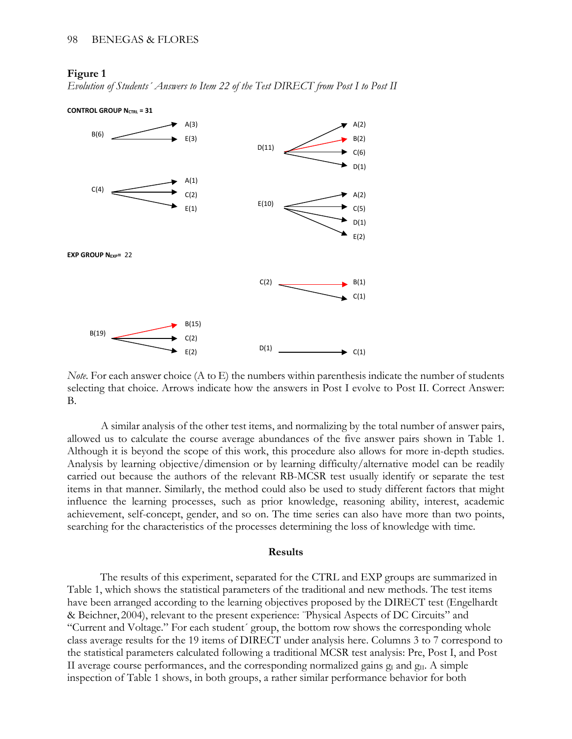**Figure 1**

*Evolution of Students´ Answers to Item 22 of the Test DIRECT from Post I to Post II*

**CONTROL GROUP $N_{CTRL}$ = 31**

B(6) → A(3), E(3)

C(4) → A(1), C(2), E(1)

D(11) → A(2), B(2), C(6), D(1)

E(10) → A(2), C(5), D(1), E(2)

**EXP GROUP $N_{EXP}$ = 22**

C(2) → B(1), C(1)

B(19) → B(15), C(2), E(2)

D(1) → C(1)

*Note.* For each answer choice (A to E) the numbers within parenthesis indicate the number of students selecting that choice. Arrows indicate how the answers in Post I evolve to Post II. Correct Answer: B.

A similar analysis of the other test items, and normalizing by the total number of answer pairs, allowed us to calculate the course average abundances of the five answer pairs shown in Table 1. Although it is beyond the scope of this work, this procedure also allows for more in-depth studies. Analysis by learning objective/dimension or by learning difficulty/alternative model can be readily carried out because the authors of the relevant RB-MCSR test usually identify or separate the test items in that manner. Similarly, the method could also be used to study different factors that might influence the learning processes, such as prior knowledge, reasoning ability, interest, academic achievement, self-concept, gender, and so on. The time series can also have more than two points, searching for the characteristics of the processes determining the loss of knowledge with time.

## Results

The results of this experiment, separated for the CTRL and EXP groups are summarized in Table 1, which shows the statistical parameters of the traditional and new methods. The test items have been arranged according to the learning objectives proposed by the DIRECT test (Engelhardt & Beichner, 2004), relevant to the present experience: ¨Physical Aspects of DC Circuits" and "Current and Voltage." For each student´ group, the bottom row shows the corresponding whole class average results for the 19 items of DIRECT under analysis here. Columns 3 to 7 correspond to the statistical parameters calculated following a traditional MCSR test analysis: Pre, Post I, and Post II average course performances, and the corresponding normalized gains $g_I$ and $g_{II}$. A simple inspection of Table 1 shows, in both groups, a rather similar performance behavior for both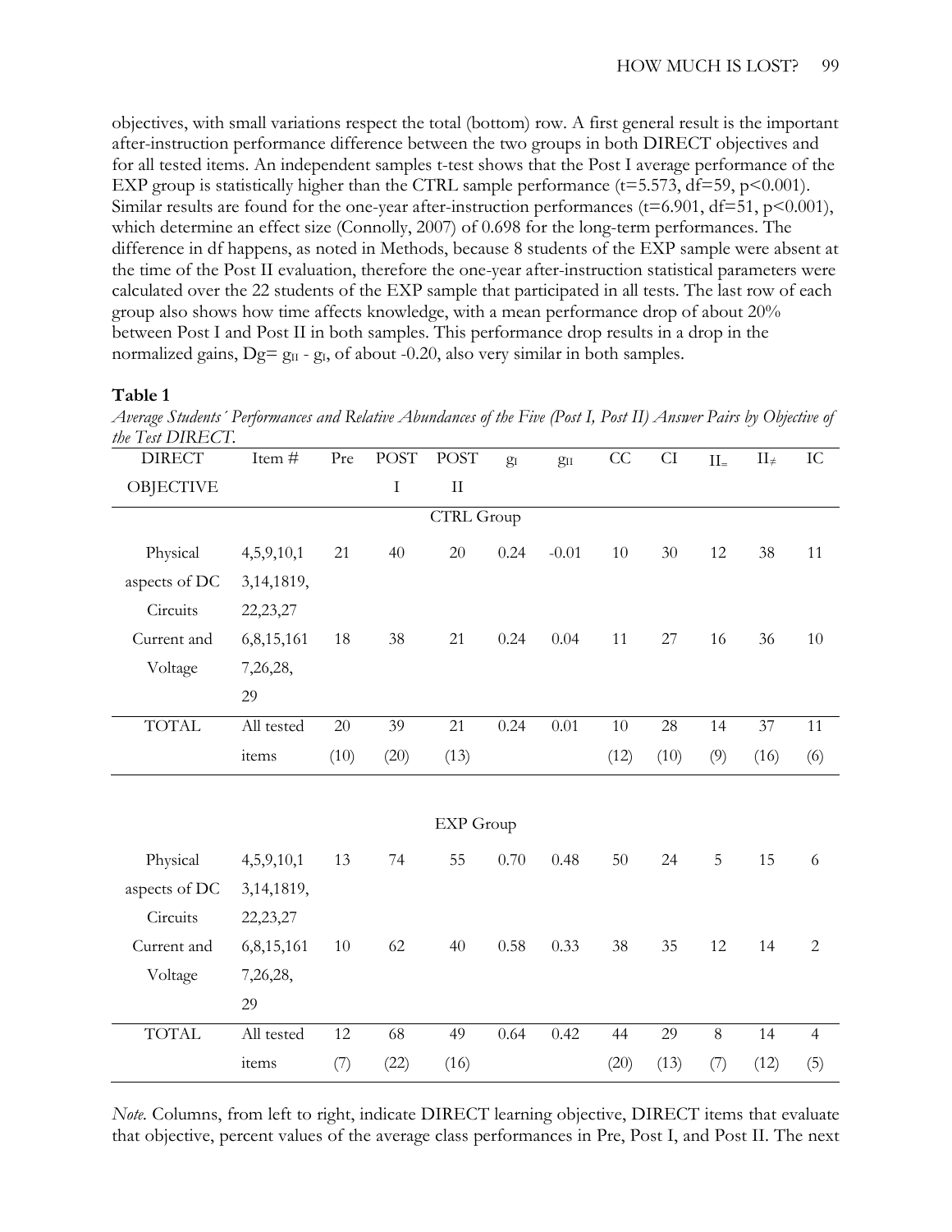objectives, with small variations respect the total (bottom) row. A first general result is the important after-instruction performance difference between the two groups in both DIRECT objectives and for all tested items. An independent samples t-test shows that the Post I average performance of the EXP group is statistically higher than the CTRL sample performance ($t=5.573$, $df=59$, $p<0.001$). Similar results are found for the one-year after-instruction performances ($t=6.901$, $df=51$, $p<0.001$), which determine an effect size (Connolly, 2007) of 0.698 for the long-term performances. The difference in df happens, as noted in Methods, because 8 students of the EXP sample were absent at the time of the Post II evaluation, therefore the one-year after-instruction statistical parameters were calculated over the 22 students of the EXP sample that participated in all tests. The last row of each group also shows how time affects knowledge, with a mean performance drop of about 20% between Post I and Post II in both samples. This performance drop results in a drop in the normalized gains, $Dg = g_{II} - g_I$, of about -0.20, also very similar in both samples.

**Table 1**

*Average Students´ Performances and Relative Abundances of the Five (Post I, Post II) Answer Pairs by Objective of the Test DIRECT.*

| DIRECT OBJECTIVE | Item # | Pre | POST I | POST II | $g_I$ | $g_{II}$ | CC | CI | $II_=$ | $II_{\neq}$ | IC |
|---|---|---|---|---|---|---|---|---|---|---|---|
| | | | | CTRL Group | | | | | | | |
| Physical aspects of DC Circuits | 4,5,9,10,13,14,1819, 22,23,27 | 21 | 40 | 20 | 0.24 | -0.01 | 10 | 30 | 12 | 38 | 11 |
| Current and Voltage | 6,8,15,1617,26,28, 29 | 18 | 38 | 21 | 0.24 | 0.04 | 11 | 27 | 16 | 36 | 10 |
| TOTAL | All tested items | 20 (10) | 39 (20) | 21 (13) | 0.24 | 0.01 | 10 (12) | 28 (10) | 14 (9) | 37 (16) | 11 (6) |
| | | | | EXP Group | | | | | | | |
| Physical aspects of DC Circuits | 4,5,9,10,13,14,1819, 22,23,27 | 13 | 74 | 55 | 0.70 | 0.48 | 50 | 24 | 5 | 15 | 6 |
| Current and Voltage | 6,8,15,1617,26,28, 29 | 10 | 62 | 40 | 0.58 | 0.33 | 38 | 35 | 12 | 14 | 2 |
| TOTAL | All tested items | 12 (7) | 68 (22) | 49 (16) | 0.64 | 0.42 | 44 (20) | 29 (13) | 8 (7) | 14 (12) | 4 (5) |

*Note.* Columns, from left to right, indicate DIRECT learning objective, DIRECT items that evaluate that objective, percent values of the average class performances in Pre, Post I, and Post II. The next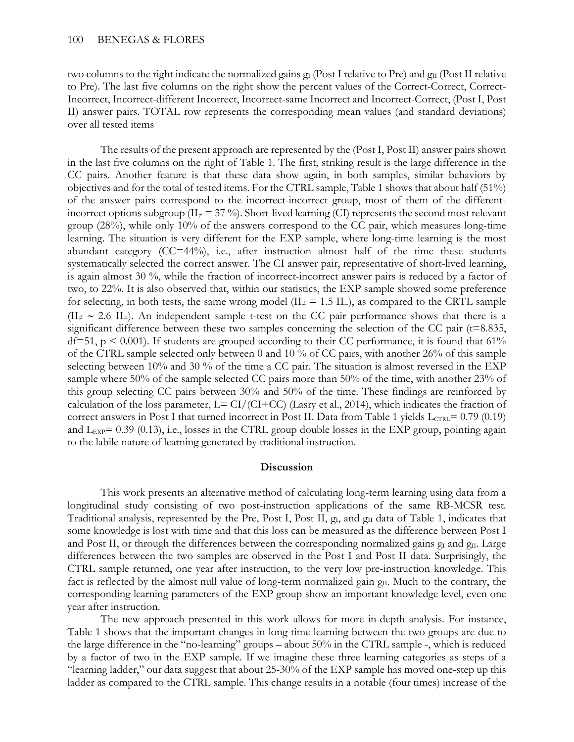two columns to the right indicate the normalized gains $g_I$ (Post I relative to Pre) and $g_{II}$ (Post II relative to Pre). The last five columns on the right show the percent values of the Correct-Correct, Correct-Incorrect, Incorrect-different Incorrect, Incorrect-same Incorrect and Incorrect-Correct, (Post I, Post II) answer pairs. TOTAL row represents the corresponding mean values (and standard deviations) over all tested items

The results of the present approach are represented by the (Post I, Post II) answer pairs shown in the last five columns on the right of Table 1. The first, striking result is the large difference in the CC pairs. Another feature is that these data show again, in both samples, similar behaviors by objectives and for the total of tested items. For the CTRL sample, Table 1 shows that about half (51%) of the answer pairs correspond to the incorrect-incorrect group, most of them of the different-incorrect options subgroup ($II_{\neq}$ = 37 %). Short-lived learning (CI) represents the second most relevant group (28%), while only 10% of the answers correspond to the CC pair, which measures long-time learning. The situation is very different for the EXP sample, where long-time learning is the most abundant category (CC=44%), i.e., after instruction almost half of the time these students systematically selected the correct answer. The CI answer pair, representative of short-lived learning, is again almost 30 %, while the fraction of incorrect-incorrect answer pairs is reduced by a factor of two, to 22%. It is also observed that, within our statistics, the EXP sample showed some preference for selecting, in both tests, the same wrong model ($II_{\neq} = 1.5\ II_{=}$), as compared to the CRTL sample ($II_{\neq} \sim 2.6\ II_{=}$). An independent sample t-test on the CC pair performance shows that there is a significant difference between these two samples concerning the selection of the CC pair ($t$=8.835, df=51, $p < 0.001$). If students are grouped according to their CC performance, it is found that 61% of the CTRL sample selected only between 0 and 10 % of CC pairs, with another 26% of this sample selecting between 10% and 30 % of the time a CC pair. The situation is almost reversed in the EXP sample where 50% of the sample selected CC pairs more than 50% of the time, with another 23% of this group selecting CC pairs between 30% and 50% of the time. These findings are reinforced by calculation of the loss parameter, L= CI/(CI+CC) (Lasry et al., 2014), which indicates the fraction of correct answers in Post I that turned incorrect in Post II. Data from Table 1 yields $L_{CTRL}$= 0.79 (0.19) and $L_{EXP}$= 0.39 (0.13), i.e., losses in the CTRL group double losses in the EXP group, pointing again to the labile nature of learning generated by traditional instruction.

## Discussion

This work presents an alternative method of calculating long-term learning using data from a longitudinal study consisting of two post-instruction applications of the same RB-MCSR test. Traditional analysis, represented by the Pre, Post I, Post II, $g_I$, and $g_{II}$ data of Table 1, indicates that some knowledge is lost with time and that this loss can be measured as the difference between Post I and Post II, or through the differences between the corresponding normalized gains $g_I$ and $g_{II}$. Large differences between the two samples are observed in the Post I and Post II data. Surprisingly, the CTRL sample returned, one year after instruction, to the very low pre-instruction knowledge. This fact is reflected by the almost null value of long-term normalized gain $g_{II}$. Much to the contrary, the corresponding learning parameters of the EXP group show an important knowledge level, even one year after instruction.

The new approach presented in this work allows for more in-depth analysis. For instance, Table 1 shows that the important changes in long-time learning between the two groups are due to the large difference in the "no-learning" groups – about 50% in the CTRL sample -, which is reduced by a factor of two in the EXP sample. If we imagine these three learning categories as steps of a "learning ladder," our data suggest that about 25-30% of the EXP sample has moved one-step up this ladder as compared to the CTRL sample. This change results in a notable (four times) increase of the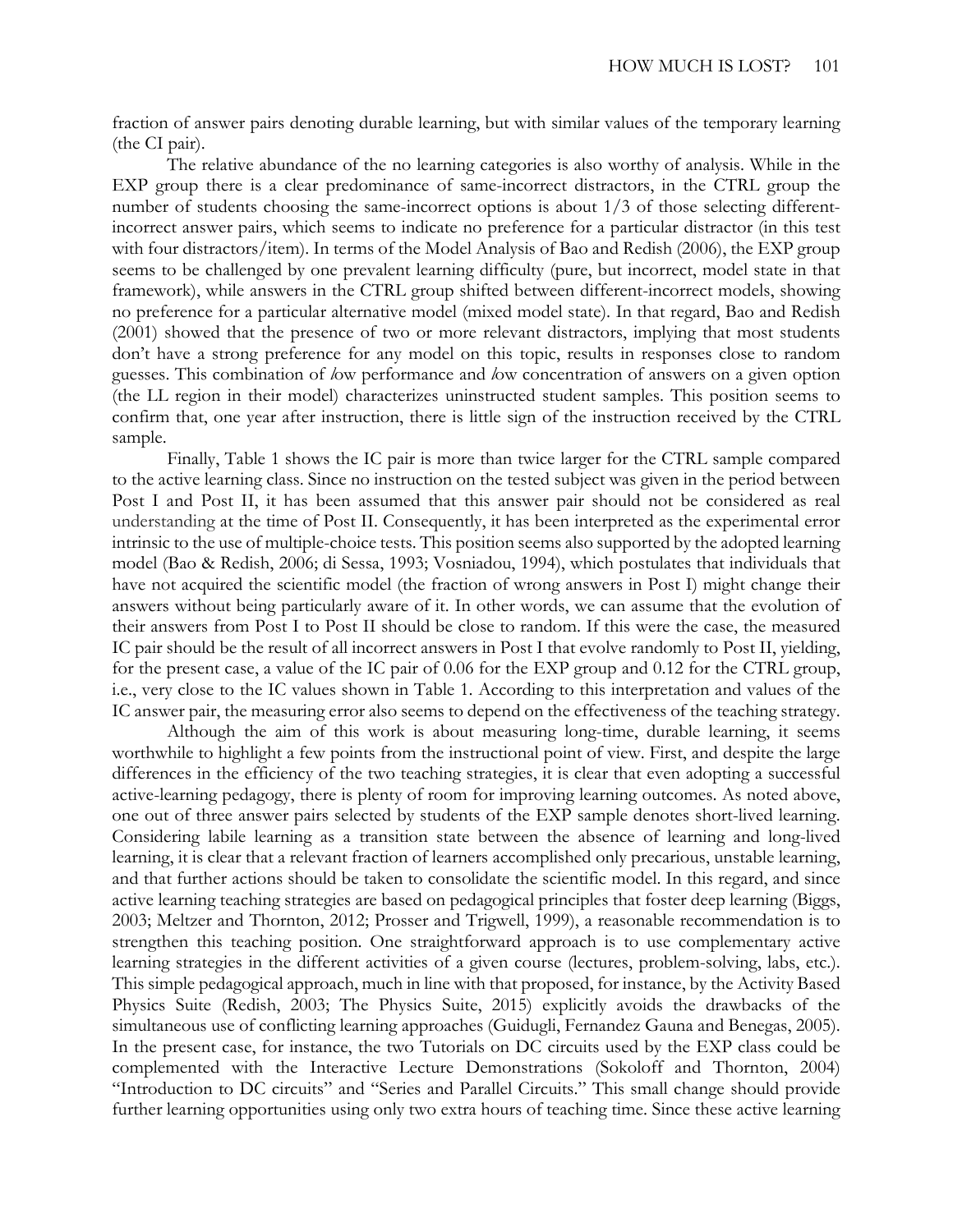fraction of answer pairs denoting durable learning, but with similar values of the temporary learning (the CI pair).

The relative abundance of the no learning categories is also worthy of analysis. While in the EXP group there is a clear predominance of same-incorrect distractors, in the CTRL group the number of students choosing the same-incorrect options is about 1/3 of those selecting different-incorrect answer pairs, which seems to indicate no preference for a particular distractor (in this test with four distractors/item). In terms of the Model Analysis of Bao and Redish (2006), the EXP group seems to be challenged by one prevalent learning difficulty (pure, but incorrect, model state in that framework), while answers in the CTRL group shifted between different-incorrect models, showing no preference for a particular alternative model (mixed model state). In that regard, Bao and Redish (2001) showed that the presence of two or more relevant distractors, implying that most students don't have a strong preference for any model on this topic, results in responses close to random guesses. This combination of *l*ow performance and *l*ow concentration of answers on a given option (the LL region in their model) characterizes uninstructed student samples. This position seems to confirm that, one year after instruction, there is little sign of the instruction received by the CTRL sample.

Finally, Table 1 shows the IC pair is more than twice larger for the CTRL sample compared to the active learning class. Since no instruction on the tested subject was given in the period between Post I and Post II, it has been assumed that this answer pair should not be considered as real understanding at the time of Post II. Consequently, it has been interpreted as the experimental error intrinsic to the use of multiple-choice tests. This position seems also supported by the adopted learning model (Bao & Redish, 2006; di Sessa, 1993; Vosniadou, 1994), which postulates that individuals that have not acquired the scientific model (the fraction of wrong answers in Post I) might change their answers without being particularly aware of it. In other words, we can assume that the evolution of their answers from Post I to Post II should be close to random. If this were the case, the measured IC pair should be the result of all incorrect answers in Post I that evolve randomly to Post II, yielding, for the present case, a value of the IC pair of 0.06 for the EXP group and 0.12 for the CTRL group, i.e., very close to the IC values shown in Table 1. According to this interpretation and values of the IC answer pair, the measuring error also seems to depend on the effectiveness of the teaching strategy.

Although the aim of this work is about measuring long-time, durable learning, it seems worthwhile to highlight a few points from the instructional point of view. First, and despite the large differences in the efficiency of the two teaching strategies, it is clear that even adopting a successful active-learning pedagogy, there is plenty of room for improving learning outcomes. As noted above, one out of three answer pairs selected by students of the EXP sample denotes short-lived learning. Considering labile learning as a transition state between the absence of learning and long-lived learning, it is clear that a relevant fraction of learners accomplished only precarious, unstable learning, and that further actions should be taken to consolidate the scientific model. In this regard, and since active learning teaching strategies are based on pedagogical principles that foster deep learning (Biggs, 2003; Meltzer and Thornton, 2012; Prosser and Trigwell, 1999), a reasonable recommendation is to strengthen this teaching position. One straightforward approach is to use complementary active learning strategies in the different activities of a given course (lectures, problem-solving, labs, etc.). This simple pedagogical approach, much in line with that proposed, for instance, by the Activity Based Physics Suite (Redish, 2003; The Physics Suite, 2015) explicitly avoids the drawbacks of the simultaneous use of conflicting learning approaches (Guidugli, Fernandez Gauna and Benegas, 2005). In the present case, for instance, the two Tutorials on DC circuits used by the EXP class could be complemented with the Interactive Lecture Demonstrations (Sokoloff and Thornton, 2004) "Introduction to DC circuits" and "Series and Parallel Circuits." This small change should provide further learning opportunities using only two extra hours of teaching time. Since these active learning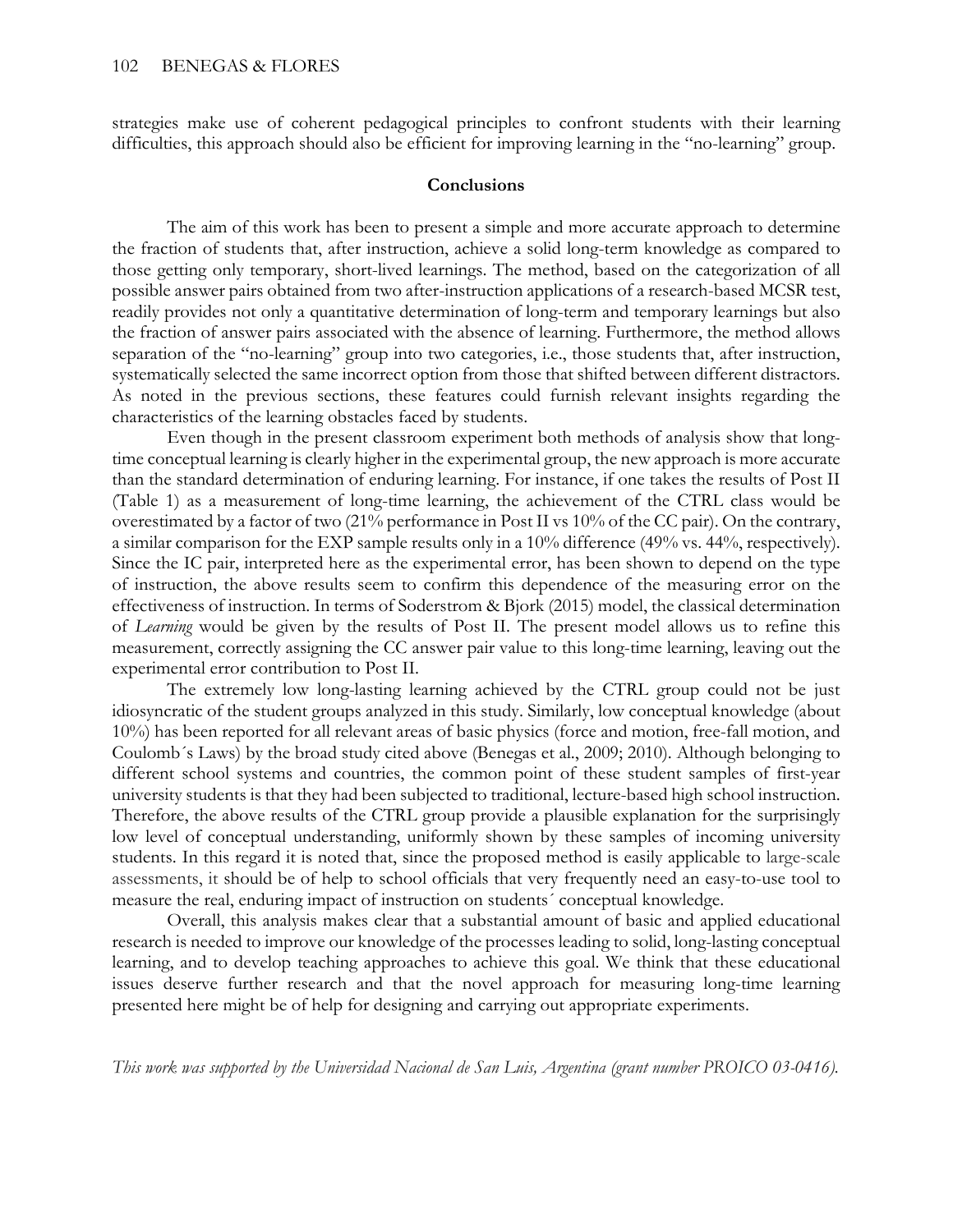strategies make use of coherent pedagogical principles to confront students with their learning difficulties, this approach should also be efficient for improving learning in the "no-learning" group.

## Conclusions

The aim of this work has been to present a simple and more accurate approach to determine the fraction of students that, after instruction, achieve a solid long-term knowledge as compared to those getting only temporary, short-lived learnings. The method, based on the categorization of all possible answer pairs obtained from two after-instruction applications of a research-based MCSR test, readily provides not only a quantitative determination of long-term and temporary learnings but also the fraction of answer pairs associated with the absence of learning. Furthermore, the method allows separation of the "no-learning" group into two categories, i.e., those students that, after instruction, systematically selected the same incorrect option from those that shifted between different distractors. As noted in the previous sections, these features could furnish relevant insights regarding the characteristics of the learning obstacles faced by students.

Even though in the present classroom experiment both methods of analysis show that long-time conceptual learning is clearly higher in the experimental group, the new approach is more accurate than the standard determination of enduring learning. For instance, if one takes the results of Post II (Table 1) as a measurement of long-time learning, the achievement of the CTRL class would be overestimated by a factor of two (21% performance in Post II vs 10% of the CC pair). On the contrary, a similar comparison for the EXP sample results only in a 10% difference (49% vs. 44%, respectively). Since the IC pair, interpreted here as the experimental error, has been shown to depend on the type of instruction, the above results seem to confirm this dependence of the measuring error on the effectiveness of instruction. In terms of Soderstrom & Bjork (2015) model, the classical determination of *Learning* would be given by the results of Post II. The present model allows us to refine this measurement, correctly assigning the CC answer pair value to this long-time learning, leaving out the experimental error contribution to Post II.

The extremely low long-lasting learning achieved by the CTRL group could not be just idiosyncratic of the student groups analyzed in this study. Similarly, low conceptual knowledge (about 10%) has been reported for all relevant areas of basic physics (force and motion, free-fall motion, and Coulomb´s Laws) by the broad study cited above (Benegas et al., 2009; 2010). Although belonging to different school systems and countries, the common point of these student samples of first-year university students is that they had been subjected to traditional, lecture-based high school instruction. Therefore, the above results of the CTRL group provide a plausible explanation for the surprisingly low level of conceptual understanding, uniformly shown by these samples of incoming university students. In this regard it is noted that, since the proposed method is easily applicable to large-scale assessments, it should be of help to school officials that very frequently need an easy-to-use tool to measure the real, enduring impact of instruction on students´ conceptual knowledge.

Overall, this analysis makes clear that a substantial amount of basic and applied educational research is needed to improve our knowledge of the processes leading to solid, long-lasting conceptual learning, and to develop teaching approaches to achieve this goal. We think that these educational issues deserve further research and that the novel approach for measuring long-time learning presented here might be of help for designing and carrying out appropriate experiments.

*This work was supported by the Universidad Nacional de San Luis, Argentina (grant number PROICO 03-0416).*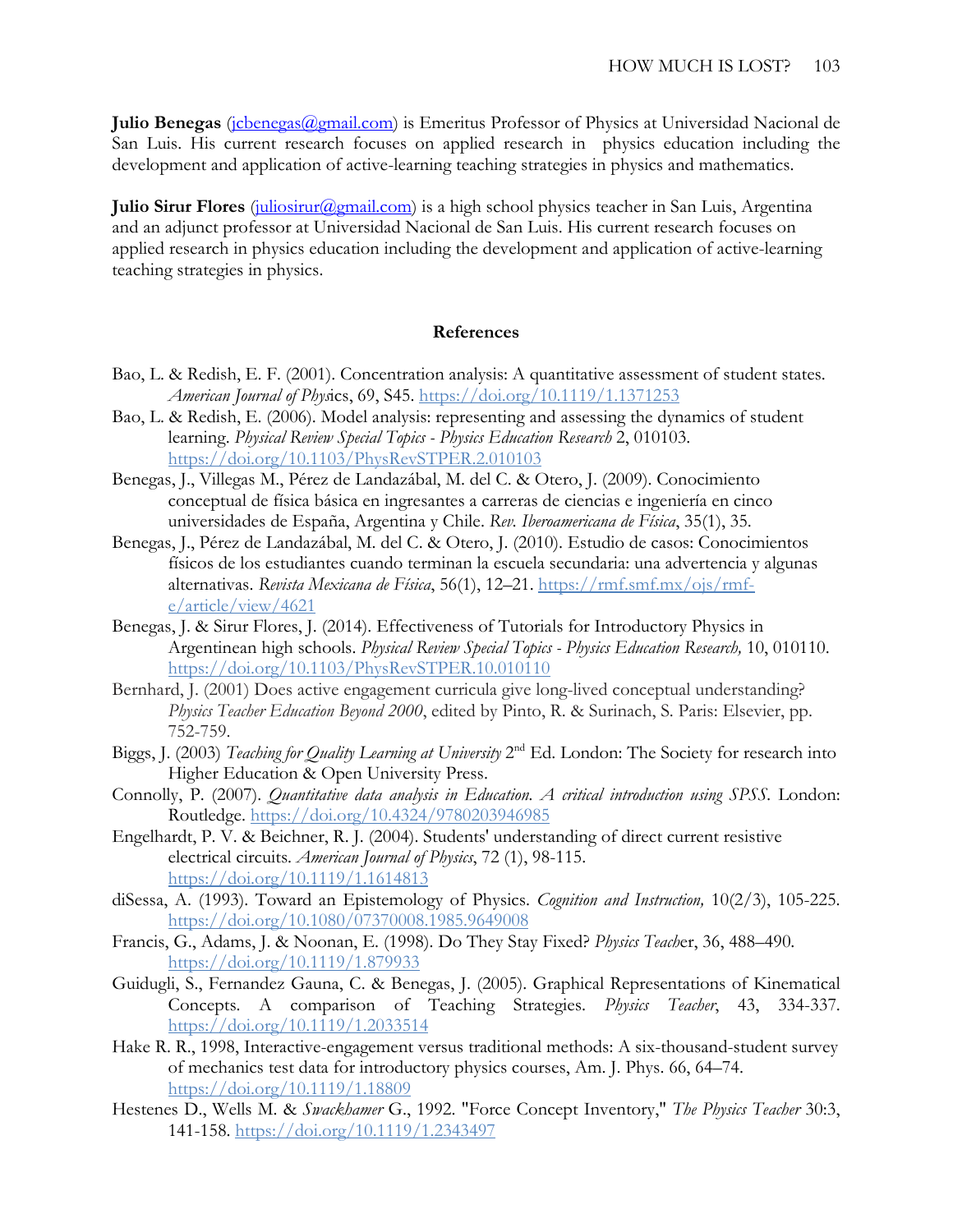**Julio Benegas** (jcbenegas@gmail.com) is Emeritus Professor of Physics at Universidad Nacional de San Luis. His current research focuses on applied research in physics education including the development and application of active-learning teaching strategies in physics and mathematics.

**Julio Sirur Flores** (juliosirur@gmail.com) is a high school physics teacher in San Luis, Argentina and an adjunct professor at Universidad Nacional de San Luis. His current research focuses on applied research in physics education including the development and application of active-learning teaching strategies in physics.

## References

Bao, L. & Redish, E. F. (2001). Concentration analysis: A quantitative assessment of student states. *American Journal of Physics*, 69, S45. https://doi.org/10.1119/1.1371253

Bao, L. & Redish, E. (2006). Model analysis: representing and assessing the dynamics of student learning. *Physical Review Special Topics - Physics Education Research* 2, 010103. https://doi.org/10.1103/PhysRevSTPER.2.010103

Benegas, J., Villegas M., Pérez de Landazábal, M. del C. & Otero, J. (2009). Conocimiento conceptual de física básica en ingresantes a carreras de ciencias e ingeniería en cinco universidades de España, Argentina y Chile. *Rev. Iberoamericana de Física*, 35(1), 35.

Benegas, J., Pérez de Landazábal, M. del C. & Otero, J. (2010). Estudio de casos: Conocimientos físicos de los estudiantes cuando terminan la escuela secundaria: una advertencia y algunas alternativas. *Revista Mexicana de Física*, 56(1), 12–21. https://rmf.smf.mx/ojs/rmf-e/article/view/4621

Benegas, J. & Sirur Flores, J. (2014). Effectiveness of Tutorials for Introductory Physics in Argentinean high schools. *Physical Review Special Topics - Physics Education Research,* 10, 010110. https://doi.org/10.1103/PhysRevSTPER.10.010110

Bernhard, J. (2001) Does active engagement curricula give long-lived conceptual understanding? *Physics Teacher Education Beyond 2000*, edited by Pinto, R. & Surinach, S. Paris: Elsevier, pp. 752-759.

Biggs, J. (2003) *Teaching for Quality Learning at University* 2nd Ed. London: The Society for research into Higher Education & Open University Press.

Connolly, P. (2007). *Quantitative data analysis in Education. A critical introduction using SPSS*. London: Routledge. https://doi.org/10.4324/9780203946985

Engelhardt, P. V. & Beichner, R. J. (2004). Students' understanding of direct current resistive electrical circuits. *American Journal of Physics*, 72 (1), 98-115. https://doi.org/10.1119/1.1614813

diSessa, A. (1993). Toward an Epistemology of Physics. *Cognition and Instruction,* 10(2/3), 105-225. https://doi.org/10.1080/07370008.1985.9649008

Francis, G., Adams, J. & Noonan, E. (1998). Do They Stay Fixed? *Physics Teacher*, 36, 488–490. https://doi.org/10.1119/1.879933

Guidugli, S., Fernandez Gauna, C. & Benegas, J. (2005). Graphical Representations of Kinematical Concepts. A comparison of Teaching Strategies. *Physics Teacher*, 43, 334-337. https://doi.org/10.1119/1.2033514

Hake R. R., 1998, Interactive-engagement versus traditional methods: A six-thousand-student survey of mechanics test data for introductory physics courses, Am. J. Phys. 66, 64–74. https://doi.org/10.1119/1.18809

Hestenes D., Wells M. & *Swackhamer* G., 1992. "Force Concept Inventory," *The Physics Teacher* 30:3, 141-158. https://doi.org/10.1119/1.2343497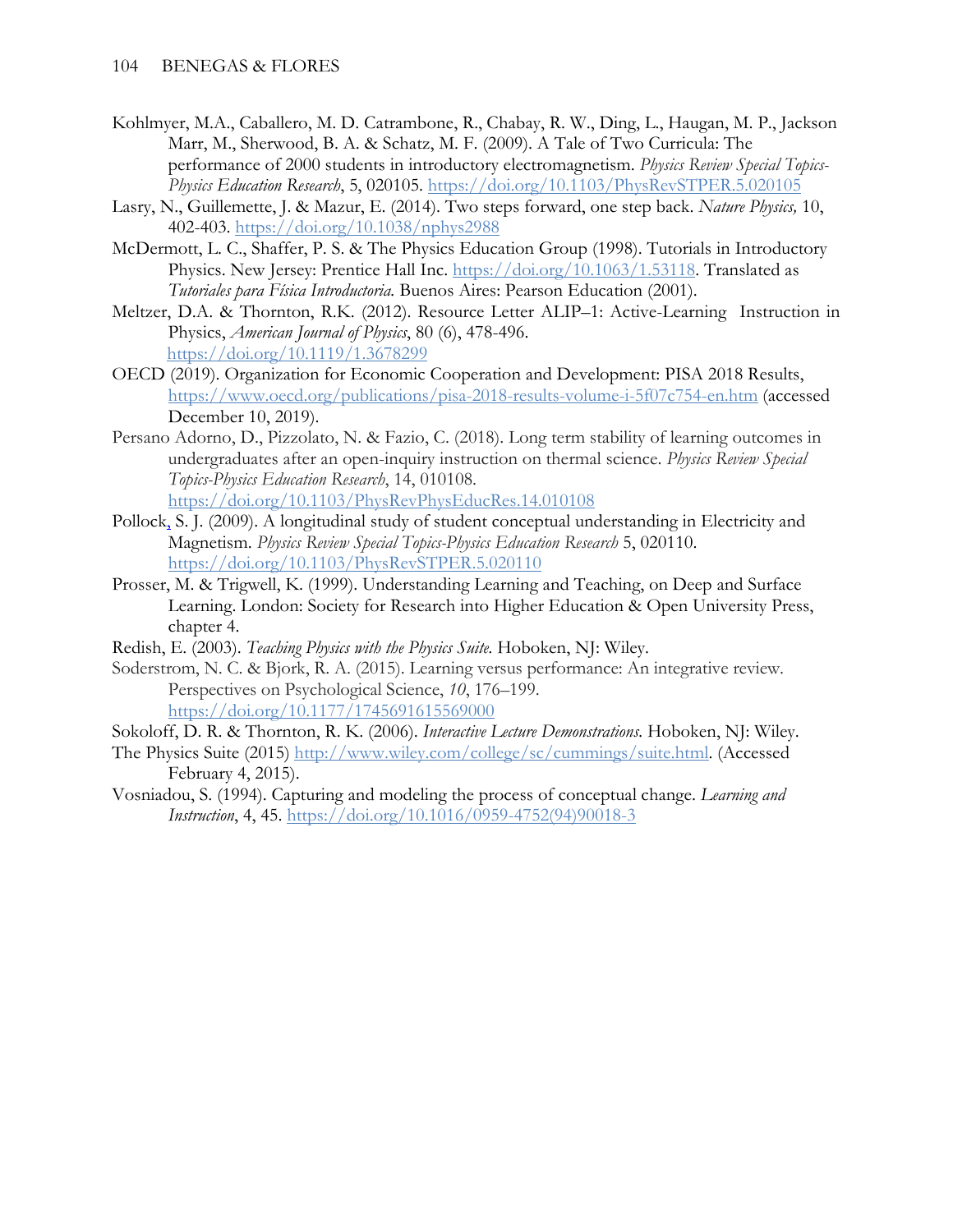Kohlmyer, M.A., Caballero, M. D. Catrambone, R., Chabay, R. W., Ding, L., Haugan, M. P., Jackson Marr, M., Sherwood, B. A. & Schatz, M. F. (2009). A Tale of Two Curricula: The performance of 2000 students in introductory electromagnetism. *Physics Review Special Topics-Physics Education Research*, 5, 020105. https://doi.org/10.1103/PhysRevSTPER.5.020105

Lasry, N., Guillemette, J. & Mazur, E. (2014). Two steps forward, one step back. *Nature Physics,* 10, 402-403. https://doi.org/10.1038/nphys2988

McDermott, L. C., Shaffer, P. S. & The Physics Education Group (1998). Tutorials in Introductory Physics. New Jersey: Prentice Hall Inc. https://doi.org/10.1063/1.53118. Translated as *Tutoriales para Física Introductoria.* Buenos Aires: Pearson Education (2001).

Meltzer, D.A. & Thornton, R.K. (2012). Resource Letter ALIP–1: Active-Learning Instruction in Physics, *American Journal of Physics*, 80 (6), 478-496. https://doi.org/10.1119/1.3678299

OECD (2019). Organization for Economic Cooperation and Development: PISA 2018 Results, https://www.oecd.org/publications/pisa-2018-results-volume-i-5f07c754-en.htm (accessed December 10, 2019).

Persano Adorno, D., Pizzolato, N. & Fazio, C. (2018). Long term stability of learning outcomes in undergraduates after an open-inquiry instruction on thermal science. *Physics Review Special Topics-Physics Education Research*, 14, 010108. https://doi.org/10.1103/PhysRevPhysEducRes.14.010108

Pollock, S. J. (2009). A longitudinal study of student conceptual understanding in Electricity and Magnetism. *Physics Review Special Topics-Physics Education Research* 5, 020110. https://doi.org/10.1103/PhysRevSTPER.5.020110

Prosser, M. & Trigwell, K. (1999). Understanding Learning and Teaching, on Deep and Surface Learning. London: Society for Research into Higher Education & Open University Press, chapter 4.

Redish, E. (2003). *Teaching Physics with the Physics Suite.* Hoboken, NJ: Wiley.

Soderstrom, N. C. & Bjork, R. A. (2015). Learning versus performance: An integrative review. Perspectives on Psychological Science, *10*, 176–199. https://doi.org/10.1177/1745691615569000

Sokoloff, D. R. & Thornton, R. K. (2006). *Interactive Lecture Demonstrations.* Hoboken, NJ: Wiley.

The Physics Suite (2015) http://www.wiley.com/college/sc/cummings/suite.html. (Accessed February 4, 2015).

Vosniadou, S. (1994). Capturing and modeling the process of conceptual change. *Learning and Instruction*, 4, 45. https://doi.org/10.1016/0959-4752(94)90018-3